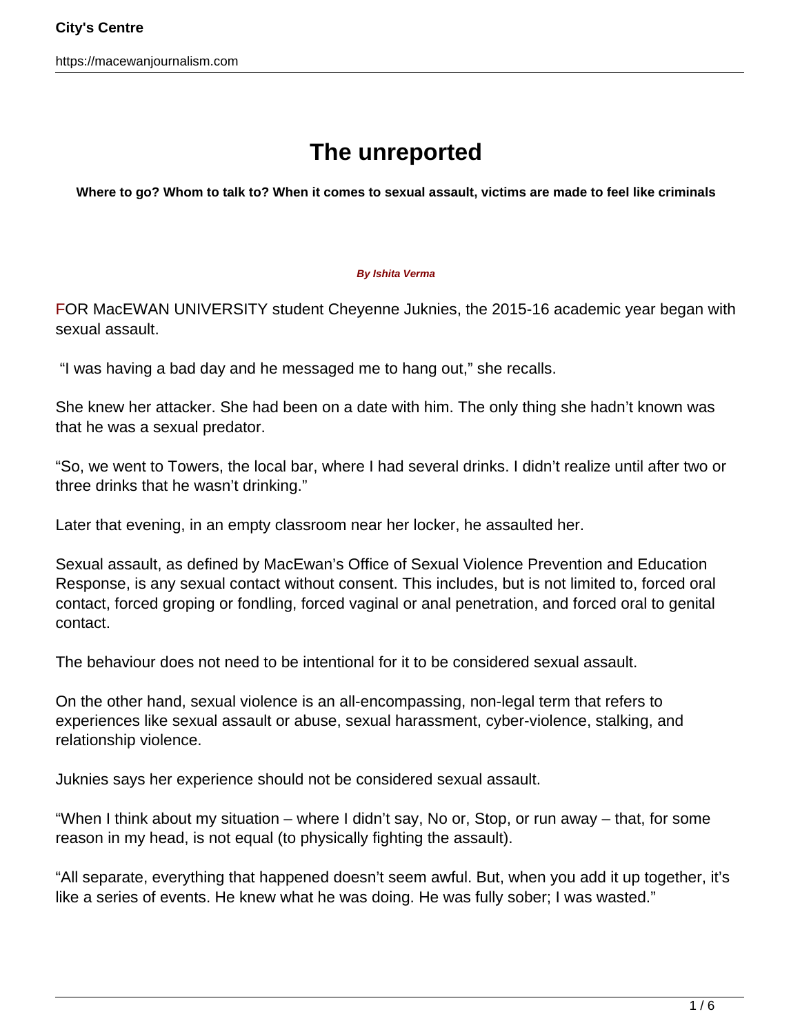# The unreported

**Where to go? Whom to talk to? When it comes to sexual assault, victims are made to feel like criminals**

**By Ishita Verma**

FOR MacEWAN UNIVERSITY student Cheyenne Juknies, the 2015-16 academic year began with sexual assault.

"I was having a bad day and he messaged me to hang out," she recalls.

She knew her attacker. She had been on a date with him. The only thing she hadn't known was that he was a sexual predator.

"So, we went to Towers, the local bar, where I had several drinks. I didn't realize until after two or three drinks that he wasn't drinking."

Later that evening, in an empty classroom near her locker, he assaulted her.

Sexual assault, as defined by MacEwan's Office of Sexual Violence Prevention and Education Response, is any sexual contact without consent. This includes, but is not limited to, forced oral contact, forced groping or fondling, forced vaginal or anal penetration, and forced oral to genital contact.

The behaviour does not need to be intentional for it to be considered sexual assault.

On the other hand, sexual violence is an all-encompassing, non-legal term that refers to experiences like sexual assault or abuse, sexual harassment, cyber-violence, stalking, and relationship violence.

Juknies says her experience should not be considered sexual assault.

"When I think about my situation – where I didn't say, No or, Stop, or run away – that, for some reason in my head, is not equal (to physically fighting the assault).

"All separate, everything that happened doesn't seem awful. But, when you add it up together, it's like a series of events. He knew what he was doing. He was fully sober; I was wasted."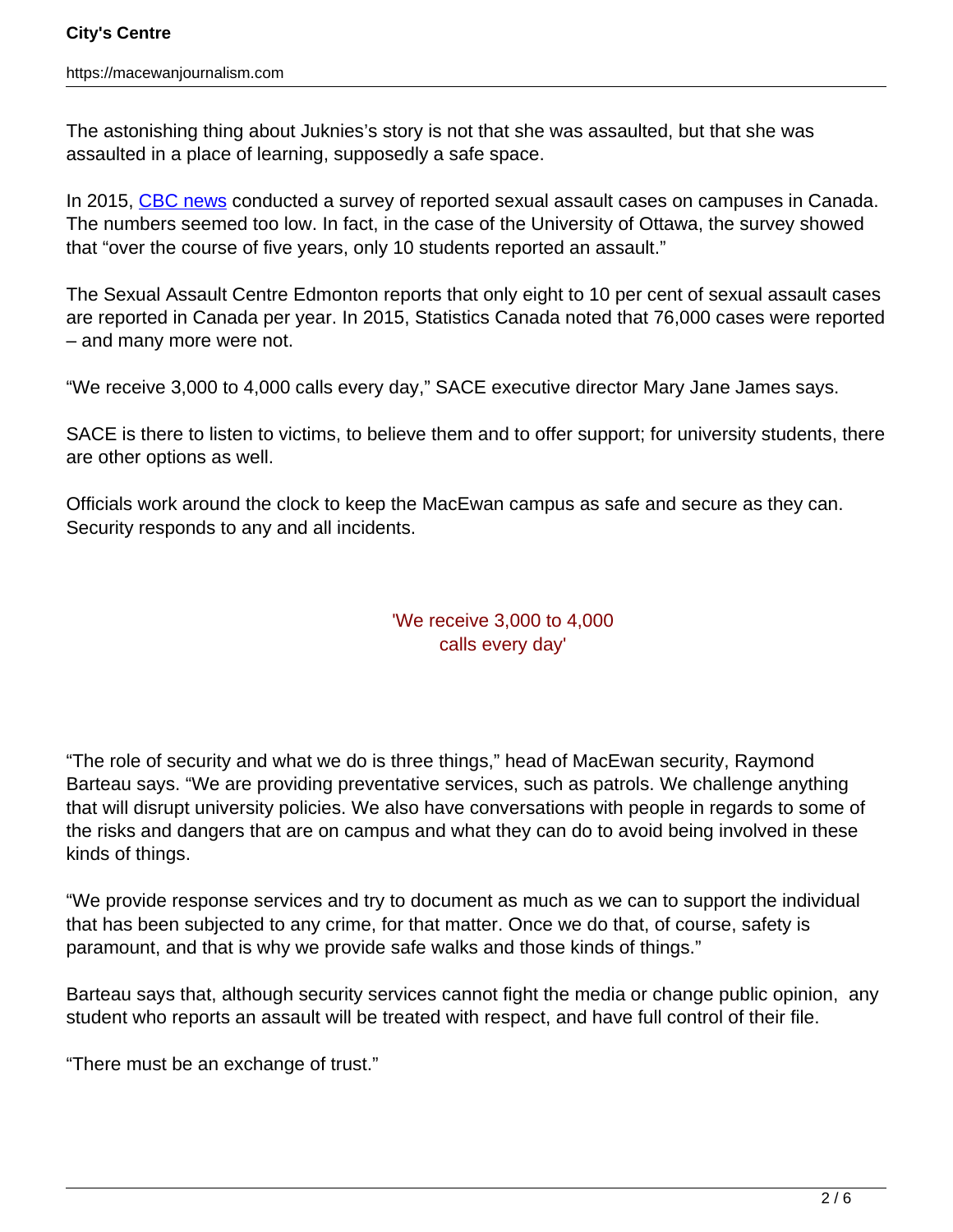The astonishing thing about Juknies's story is not that she was assaulted, but that she was assaulted in a place of learning, supposedly a safe space.

In 2015, [CBC news](#) conducted a survey of reported sexual assault cases on campuses in Canada. The numbers seemed too low. In fact, in the case of the University of Ottawa, the survey showed that "over the course of five years, only 10 students reported an assault."

The Sexual Assault Centre Edmonton reports that only eight to 10 per cent of sexual assault cases are reported in Canada per year. In 2015, Statistics Canada noted that 76,000 cases were reported – and many more were not.

"We receive 3,000 to 4,000 calls every day," SACE executive director Mary Jane James says.

SACE is there to listen to victims, to believe them and to offer support; for university students, there are other options as well.

Officials work around the clock to keep the MacEwan campus as safe and secure as they can. Security responds to any and all incidents.

> 'We receive 3,000 to 4,000 calls every day'

"The role of security and what we do is three things," head of MacEwan security, Raymond Barteau says. "We are providing preventative services, such as patrols. We challenge anything that will disrupt university policies. We also have conversations with people in regards to some of the risks and dangers that are on campus and what they can do to avoid being involved in these kinds of things.

"We provide response services and try to document as much as we can to support the individual that has been subjected to any crime, for that matter. Once we do that, of course, safety is paramount, and that is why we provide safe walks and those kinds of things."

Barteau says that, although security services cannot fight the media or change public opinion, any student who reports an assault will be treated with respect, and have full control of their file.

"There must be an exchange of trust."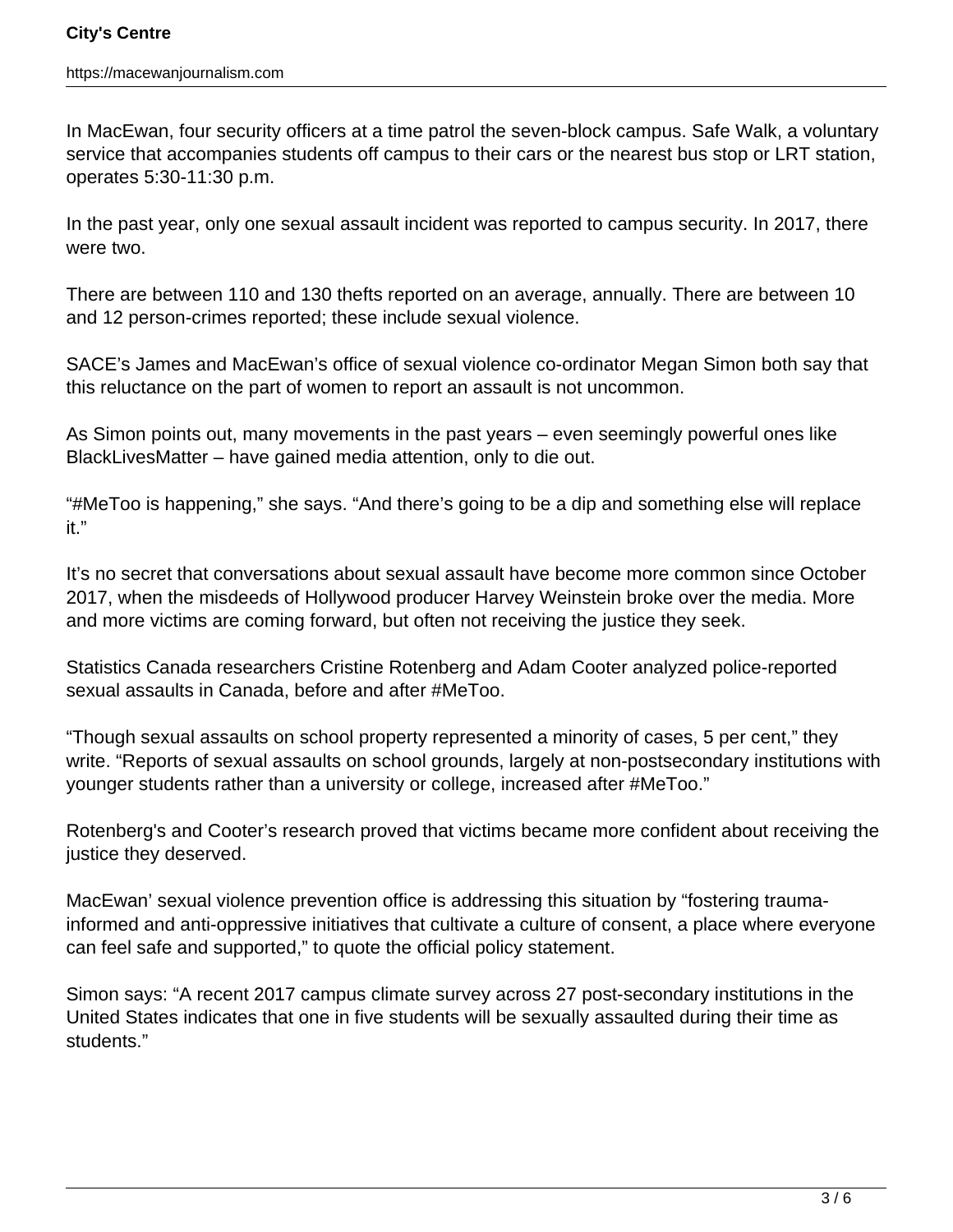In MacEwan, four security officers at a time patrol the seven-block campus. Safe Walk, a voluntary service that accompanies students off campus to their cars or the nearest bus stop or LRT station, operates 5:30-11:30 p.m.

In the past year, only one sexual assault incident was reported to campus security. In 2017, there were two.

There are between 110 and 130 thefts reported on an average, annually. There are between 10 and 12 person-crimes reported; these include sexual violence.

SACE's James and MacEwan's office of sexual violence co-ordinator Megan Simon both say that this reluctance on the part of women to report an assault is not uncommon.

As Simon points out, many movements in the past years – even seemingly powerful ones like BlackLivesMatter – have gained media attention, only to die out.

"#MeToo is happening," she says. "And there's going to be a dip and something else will replace it."

It's no secret that conversations about sexual assault have become more common since October 2017, when the misdeeds of Hollywood producer Harvey Weinstein broke over the media. More and more victims are coming forward, but often not receiving the justice they seek.

Statistics Canada researchers Cristine Rotenberg and Adam Cooter analyzed police-reported sexual assaults in Canada, before and after #MeToo.

"Though sexual assaults on school property represented a minority of cases, 5 per cent," they write. "Reports of sexual assaults on school grounds, largely at non-postsecondary institutions with younger students rather than a university or college, increased after #MeToo."

Rotenberg's and Cooter's research proved that victims became more confident about receiving the justice they deserved.

MacEwan' sexual violence prevention office is addressing this situation by "fostering trauma-informed and anti-oppressive initiatives that cultivate a culture of consent, a place where everyone can feel safe and supported," to quote the official policy statement.

Simon says: "A recent 2017 campus climate survey across 27 post-secondary institutions in the United States indicates that one in five students will be sexually assaulted during their time as students."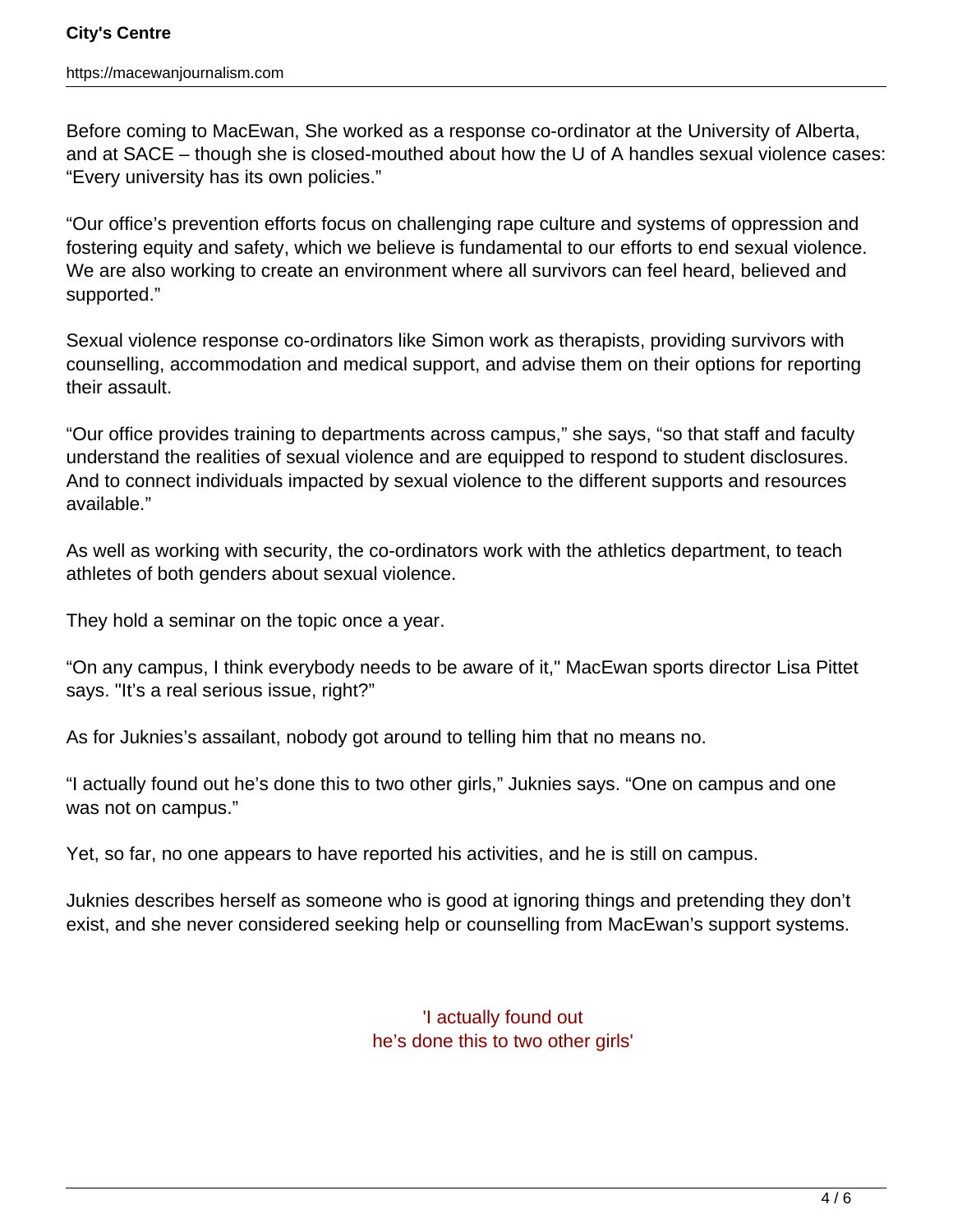Before coming to MacEwan, She worked as a response co-ordinator at the University of Alberta, and at SACE – though she is closed-mouthed about how the U of A handles sexual violence cases: "Every university has its own policies."

"Our office's prevention efforts focus on challenging rape culture and systems of oppression and fostering equity and safety, which we believe is fundamental to our efforts to end sexual violence. We are also working to create an environment where all survivors can feel heard, believed and supported."

Sexual violence response co-ordinators like Simon work as therapists, providing survivors with counselling, accommodation and medical support, and advise them on their options for reporting their assault.

"Our office provides training to departments across campus," she says, "so that staff and faculty understand the realities of sexual violence and are equipped to respond to student disclosures. And to connect individuals impacted by sexual violence to the different supports and resources available."

As well as working with security, the co-ordinators work with the athletics department, to teach athletes of both genders about sexual violence.

They hold a seminar on the topic once a year.

"On any campus, I think everybody needs to be aware of it," MacEwan sports director Lisa Pittet says. "It's a real serious issue, right?"

As for Juknies's assailant, nobody got around to telling him that no means no.

"I actually found out he's done this to two other girls," Juknies says. "One on campus and one was not on campus."

Yet, so far, no one appears to have reported his activities, and he is still on campus.

Juknies describes herself as someone who is good at ignoring things and pretending they don't exist, and she never considered seeking help or counselling from MacEwan's support systems.

'I actually found out
he's done this to two other girls'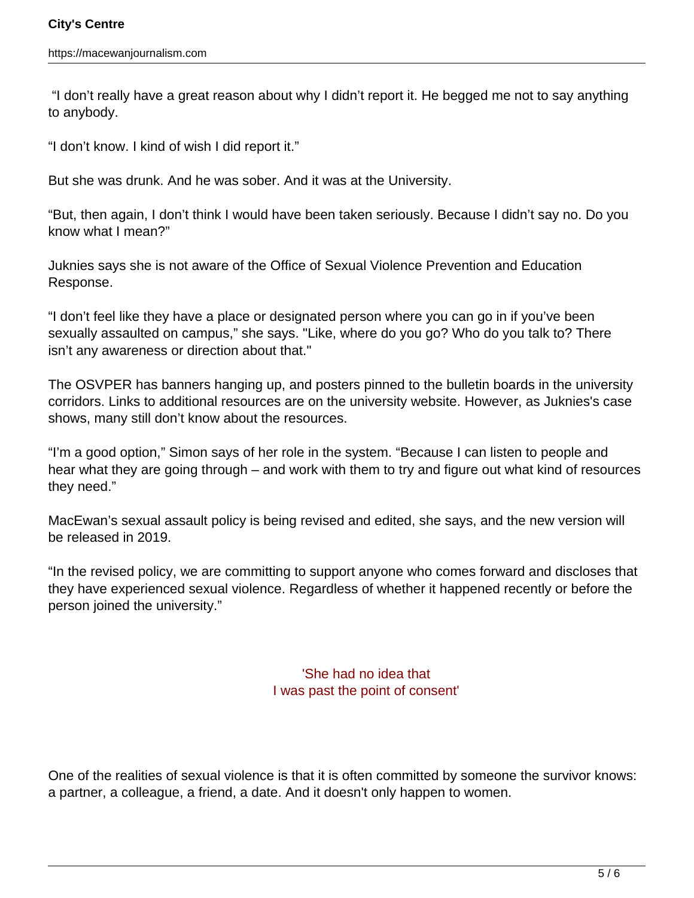"I don't really have a great reason about why I didn't report it. He begged me not to say anything to anybody.

"I don't know. I kind of wish I did report it."

But she was drunk. And he was sober. And it was at the University.

"But, then again, I don't think I would have been taken seriously. Because I didn't say no. Do you know what I mean?"

Juknies says she is not aware of the Office of Sexual Violence Prevention and Education Response.

"I don't feel like they have a place or designated person where you can go in if you've been sexually assaulted on campus," she says. "Like, where do you go? Who do you talk to? There isn't any awareness or direction about that."

The OSVPER has banners hanging up, and posters pinned to the bulletin boards in the university corridors. Links to additional resources are on the university website. However, as Juknies's case shows, many still don't know about the resources.

"I'm a good option," Simon says of her role in the system. "Because I can listen to people and hear what they are going through – and work with them to try and figure out what kind of resources they need."

MacEwan's sexual assault policy is being revised and edited, she says, and the new version will be released in 2019.

"In the revised policy, we are committing to support anyone who comes forward and discloses that they have experienced sexual violence. Regardless of whether it happened recently or before the person joined the university."

'She had no idea that I was past the point of consent'

One of the realities of sexual violence is that it is often committed by someone the survivor knows: a partner, a colleague, a friend, a date. And it doesn't only happen to women.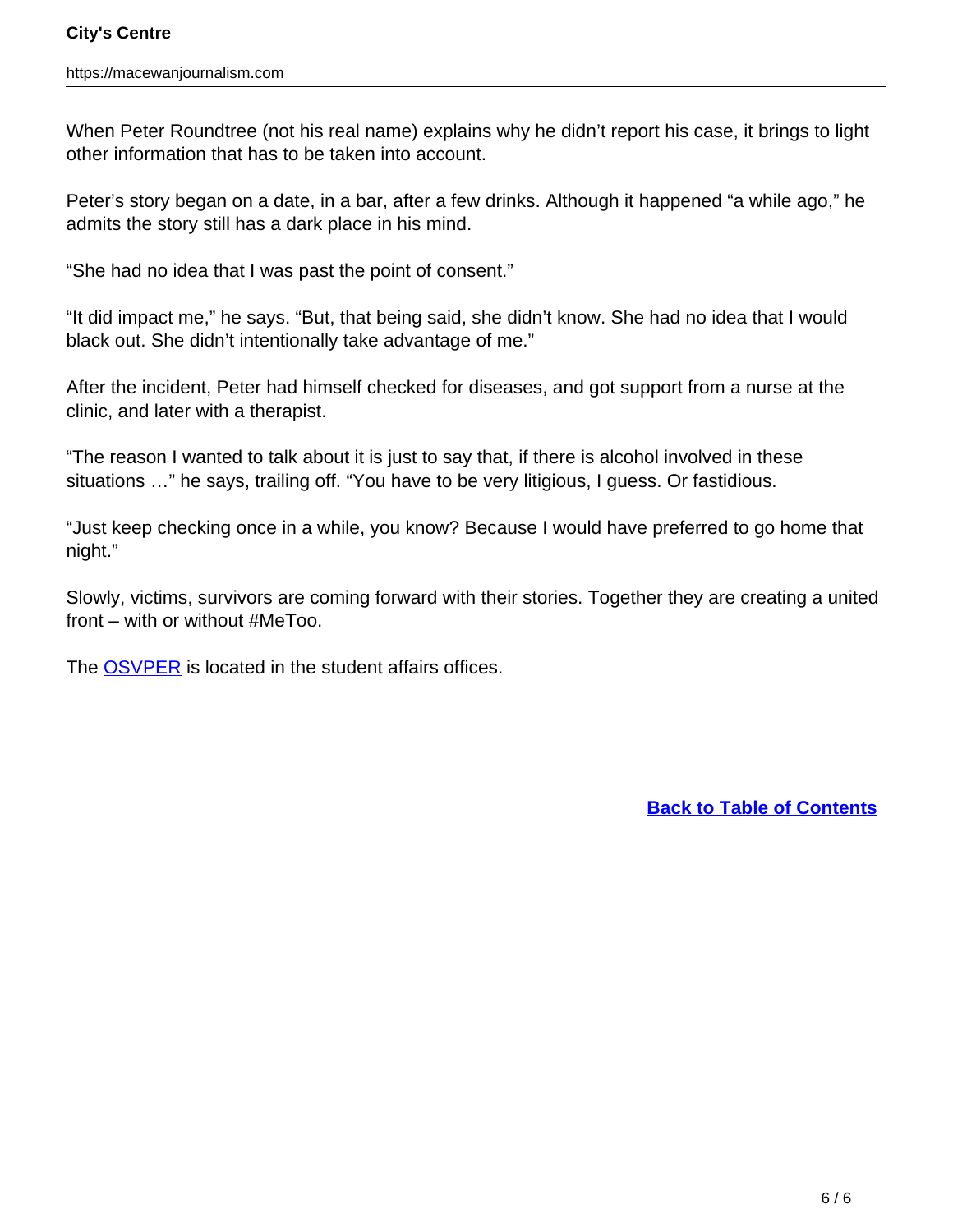When Peter Roundtree (not his real name) explains why he didn't report his case, it brings to light other information that has to be taken into account.

Peter's story began on a date, in a bar, after a few drinks. Although it happened "a while ago," he admits the story still has a dark place in his mind.

"She had no idea that I was past the point of consent."

"It did impact me," he says. "But, that being said, she didn't know. She had no idea that I would black out. She didn't intentionally take advantage of me."

After the incident, Peter had himself checked for diseases, and got support from a nurse at the clinic, and later with a therapist.

"The reason I wanted to talk about it is just to say that, if there is alcohol involved in these situations …" he says, trailing off. "You have to be very litigious, I guess. Or fastidious.

"Just keep checking once in a while, you know? Because I would have preferred to go home that night."

Slowly, victims, survivors are coming forward with their stories. Together they are creating a united front – with or without #MeToo.

The OSVPER is located in the student affairs offices.

**Back to Table of Contents**